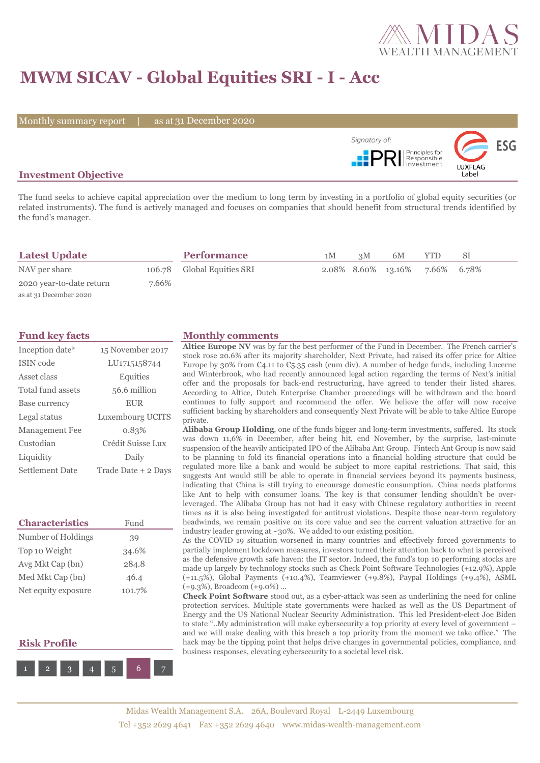# MWM SICAV - Global Equities SRI - I - Acc

Monthly summary report | as at 31 December 2020

Signatory of: PRI Principles for Responsible Investment

ESG LUXFLAG Label

## Investment Objective

The fund seeks to achieve capital appreciation over the medium to long term by investing in a portfolio of global equity securities (or related instruments). The fund is actively managed and focuses on companies that should benefit from structural trends identified by the fund's manager.

## Latest Update

| | |
|---|---|
| NAV per share | 106.78 |
| 2020 year-to-date return | 7.66% |

as at 31 December 2020

## Performance

| | 1M | 3M | 6M | YTD | SI |
|---|---|---|---|---|---|
| Global Equities SRI | 2.08% | 8.60% | 13.16% | 7.66% | 6.78% |

## Fund key facts

| | |
|---|---|
| Inception date* | 15 November 2017 |
| ISIN code | LU1715158744 |
| Asset class | Equities |
| Total fund assets | 56.6 million |
| Base currency | EUR |
| Legal status | Luxembourg UCITS |
| Management Fee | 0.83% |
| Custodian | Crédit Suisse Lux |
| Liquidity | Daily |
| Settlement Date | Trade Date + 2 Days |

## Characteristics

| Characteristics | Fund |
|---|---|
| Number of Holdings | 39 |
| Top 10 Weight | 34.6% |
| Avg Mkt Cap (bn) | 284.8 |
| Med Mkt Cap (bn) | 46.4 |
| Net equity exposure | 101.7% |

## Risk Profile

1 2 3 4 5 **6** 7

## Monthly comments

**Altice Europe NV** was by far the best performer of the Fund in December. The French carrier's stock rose 20.6% after its majority shareholder, Next Private, had raised its offer price for Altice Europe by 30% from €4.11 to €5.35 cash (cum div). A number of hedge funds, including Lucerne and Winterbrook, who had recently announced legal action regarding the terms of Next's initial offer and the proposals for back-end restructuring, have agreed to tender their listed shares. According to Altice, Dutch Enterprise Chamber proceedings will be withdrawn and the board continues to fully support and recommend the offer. We believe the offer will now receive sufficient backing by shareholders and consequently Next Private will be able to take Altice Europe private.

**Alibaba Group Holding**, one of the funds bigger and long-term investments, suffered. Its stock was down 11,6% in December, after being hit, end November, by the surprise, last-minute suspension of the heavily anticipated IPO of the Alibaba Ant Group. Fintech Ant Group is now said to be planning to fold its financial operations into a financial holding structure that could be regulated more like a bank and would be subject to more capital restrictions. That said, this suggests Ant would still be able to operate in financial services beyond its payments business, indicating that China is still trying to encourage domestic consumption. China needs platforms like Ant to help with consumer loans. The key is that consumer lending shouldn't be over-leveraged. The Alibaba Group has not had it easy with Chinese regulatory authorities in recent times as it is also being investigated for antitrust violations. Despite those near-term regulatory headwinds, we remain positive on its core value and see the current valuation attractive for an industry leader growing at ~30%. We added to our existing position.

As the COVID 19 situation worsened in many countries and effectively forced governments to partially implement lockdown measures, investors turned their attention back to what is perceived as the defensive growth safe haven: the IT sector. Indeed, the fund's top 10 performing stocks are made up largely by technology stocks such as Check Point Software Technologies (+12.9%), Apple (+11.5%), Global Payments (+10.4%), Teamviewer (+9.8%), Paypal Holdings (+9.4%), ASML (+9.3%), Broadcom (+9.0%) ...

**Check Point Software** stood out, as a cyber-attack was seen as underlining the need for online protection services. Multiple state governments were hacked as well as the US Department of Energy and the US National Nuclear Security Administration. This led President-elect Joe Biden to state "..My administration will make cybersecurity a top priority at every level of government – and we will make dealing with this breach a top priority from the moment we take office." The hack may be the tipping point that helps drive changes in governmental policies, compliance, and business responses, elevating cybersecurity to a societal level risk.

Midas Wealth Management S.A. 26A, Boulevard Royal L-2449 Luxembourg
Tel +352 2629 4641 Fax +352 2629 4640 www.midas-wealth-management.com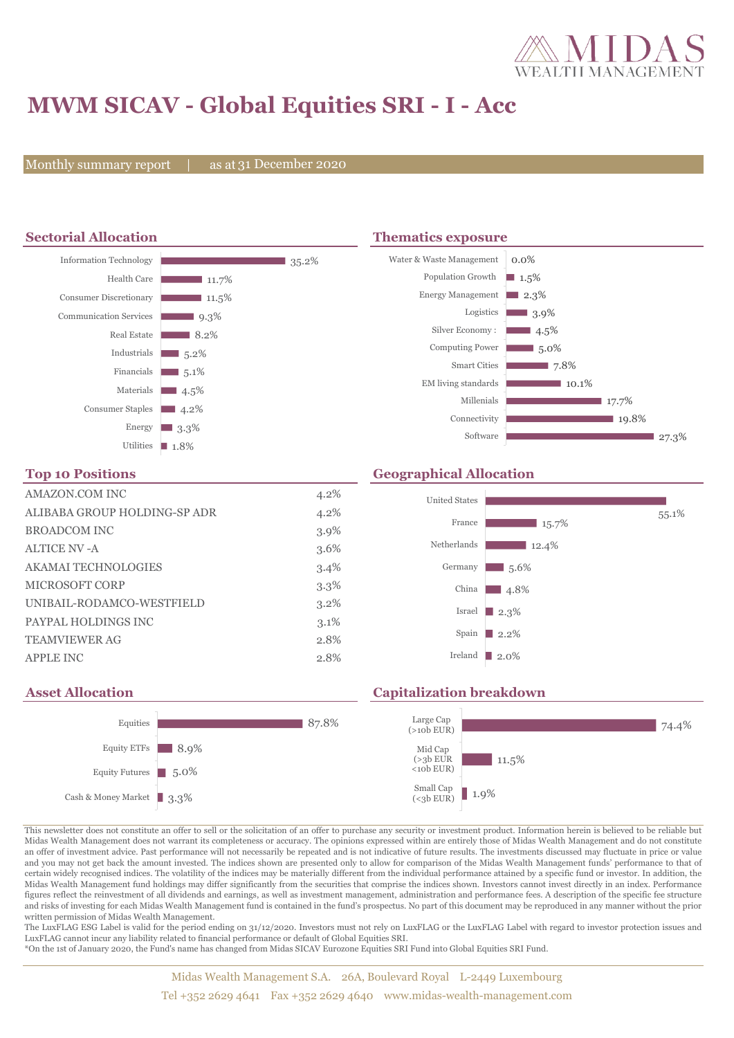# MWM SICAV - Global Equities SRI - I - Acc

Monthly summary report | as at 31 December 2020

## Sectorial Allocation

Information Technology 35.2%
Health Care 11.7%
Consumer Discretionary 11.5%
Communication Services 9.3%
Real Estate 8.2%
Industrials 5.2%
Financials 5.1%
Materials 4.5%
Consumer Staples 4.2%
Energy 3.3%
Utilities 1.8%

## Thematics exposure

Water & Waste Management 0.0%
Population Growth 1.5%
Energy Management 2.3%
Logistics 3.9%
Silver Economy : 4.5%
Computing Power 5.0%
Smart Cities 7.8%
EM living standards 10.1%
Millenials 17.7%
Connectivity 19.8%
Software 27.3%

## Top 10 Positions

| | |
|---|---|
| AMAZON.COM INC | 4.2% |
| ALIBABA GROUP HOLDING-SP ADR | 4.2% |
| BROADCOM INC | 3.9% |
| ALTICE NV -A | 3.6% |
| AKAMAI TECHNOLOGIES | 3.4% |
| MICROSOFT CORP | 3.3% |
| UNIBAIL-RODAMCO-WESTFIELD | 3.2% |
| PAYPAL HOLDINGS INC | 3.1% |
| TEAMVIEWER AG | 2.8% |
| APPLE INC | 2.8% |

## Geographical Allocation

United States 55.1%
France 15.7%
Netherlands 12.4%
Germany 5.6%
China 4.8%
Israel 2.3%
Spain 2.2%
Ireland 2.0%

## Asset Allocation

Equities 87.8%
Equity ETFs 8.9%
Equity Futures 5.0%
Cash & Money Market 3.3%

## Capitalization breakdown

Large Cap (>10b EUR) 74.4%
Mid Cap (>3b EUR <10b EUR) 11.5%
Small Cap (<3b EUR) 1.9%

This newsletter does not constitute an offer to sell or the solicitation of an offer to purchase any security or investment product. Information herein is believed to be reliable but Midas Wealth Management does not warrant its completeness or accuracy. The opinions expressed within are entirely those of Midas Wealth Management and do not constitute an offer of investment advice. Past performance will not necessarily be repeated and is not indicative of future results. The investments discussed may fluctuate in price or value and you may not get back the amount invested. The indices shown are presented only to allow for comparison of the Midas Wealth Management funds' performance to that of certain widely recognised indices. The volatility of the indices may be materially different from the individual performance attained by a specific fund or investor. In addition, the Midas Wealth Management fund holdings may differ significantly from the securities that comprise the indices shown. Investors cannot invest directly in an index. Performance figures reflect the reinvestment of all dividends and earnings, as well as investment management, administration and performance fees. A description of the specific fee structure and risks of investing for each Midas Wealth Management fund is contained in the fund's prospectus. No part of this document may be reproduced in any manner without the prior written permission of Midas Wealth Management.

The LuxFLAG ESG Label is valid for the period ending on 31/12/2020. Investors must not rely on LuxFLAG or the LuxFLAG Label with regard to investor protection issues and LuxFLAG cannot incur any liability related to financial performance or default of Global Equities SRI.

*On the 1st of January 2020, the Fund's name has changed from Midas SICAV Eurozone Equities SRI Fund into Global Equities SRI Fund.

Midas Wealth Management S.A. 26A, Boulevard Royal L-2449 Luxembourg
Tel +352 2629 4641 Fax +352 2629 4640 www.midas-wealth-management.com